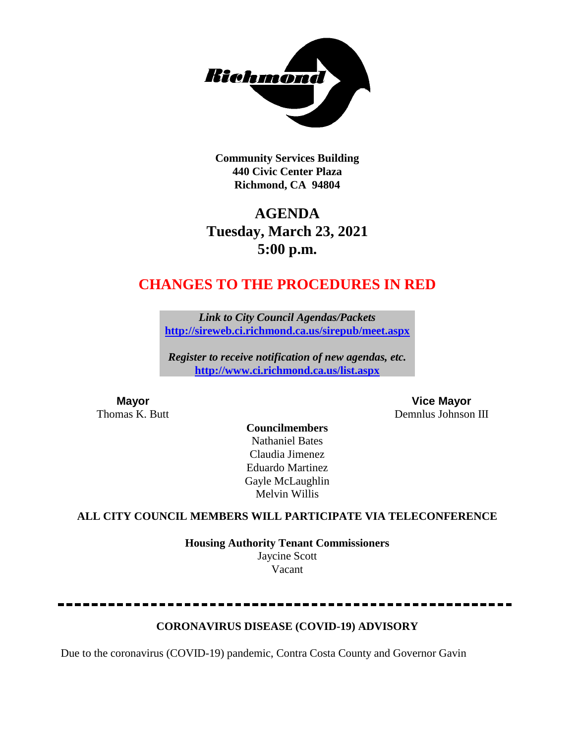**Community Services Building**
**440 Civic Center Plaza**
**Richmond, CA 94804**

# AGENDA
## Tuesday, March 23, 2021
## 5:00 p.m.

## CHANGES TO THE PROCEDURES IN RED

*Link to City Council Agendas/Packets*
**http://sireweb.ci.richmond.ca.us/sirepub/meet.aspx**

*Register to receive notification of new agendas, etc.*
**http://www.ci.richmond.ca.us/list.aspx**

**Mayor**
Thomas K. Butt

**Vice Mayor**
Demnlus Johnson III

**Councilmembers**
Nathaniel Bates
Claudia Jimenez
Eduardo Martinez
Gayle McLaughlin
Melvin Willis

**ALL CITY COUNCIL MEMBERS WILL PARTICIPATE VIA TELECONFERENCE**

**Housing Authority Tenant Commissioners**
Jaycine Scott
Vacant

---

**CORONAVIRUS DISEASE (COVID-19) ADVISORY**

Due to the coronavirus (COVID-19) pandemic, Contra Costa County and Governor Gavin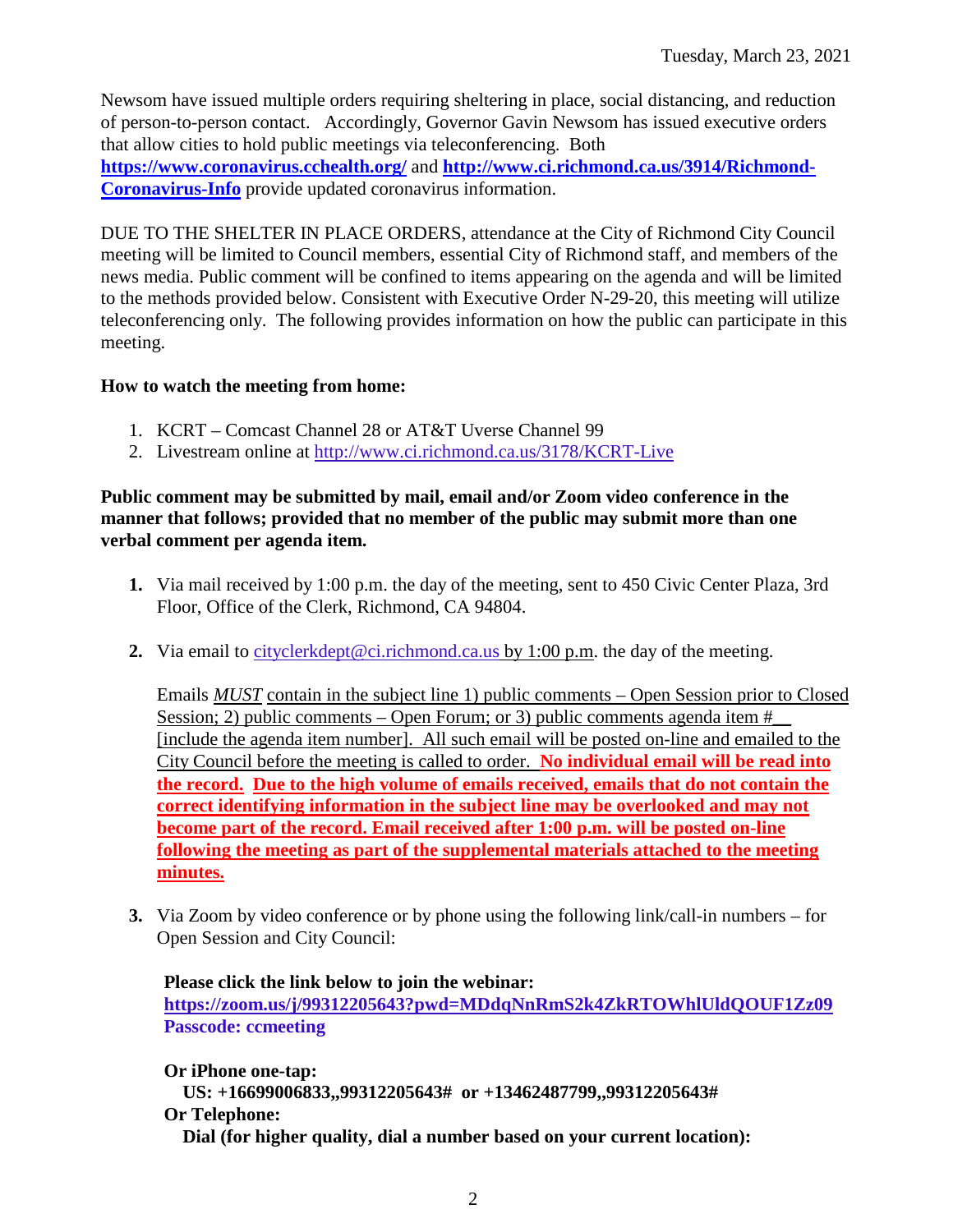Newsom have issued multiple orders requiring sheltering in place, social distancing, and reduction of person-to-person contact. Accordingly, Governor Gavin Newsom has issued executive orders that allow cities to hold public meetings via teleconferencing. Both **https://www.coronavirus.cchealth.org/** and **http://www.ci.richmond.ca.us/3914/Richmond-Coronavirus-Info** provide updated coronavirus information.

DUE TO THE SHELTER IN PLACE ORDERS, attendance at the City of Richmond City Council meeting will be limited to Council members, essential City of Richmond staff, and members of the news media. Public comment will be confined to items appearing on the agenda and will be limited to the methods provided below. Consistent with Executive Order N-29-20, this meeting will utilize teleconferencing only. The following provides information on how the public can participate in this meeting.

**How to watch the meeting from home:**

1. KCRT – Comcast Channel 28 or AT&T Uverse Channel 99
2. Livestream online at http://www.ci.richmond.ca.us/3178/KCRT-Live

**Public comment may be submitted by mail, email and/or Zoom video conference in the manner that follows; provided that no member of the public may submit more than one verbal comment per agenda item.**

1. Via mail received by 1:00 p.m. the day of the meeting, sent to 450 Civic Center Plaza, 3rd Floor, Office of the Clerk, Richmond, CA 94804.

2. Via email to cityclerkdept@ci.richmond.ca.us by 1:00 p.m. the day of the meeting.

   Emails *MUST* contain in the subject line 1) public comments – Open Session prior to Closed Session; 2) public comments – Open Forum; or 3) public comments agenda item #__ [include the agenda item number]. All such email will be posted on-line and emailed to the City Council before the meeting is called to order. **No individual email will be read into the record. Due to the high volume of emails received, emails that do not contain the correct identifying information in the subject line may be overlooked and may not become part of the record. Email received after 1:00 p.m. will be posted on-line following the meeting as part of the supplemental materials attached to the meeting minutes.**

3. Via Zoom by video conference or by phone using the following link/call-in numbers – for Open Session and City Council:

   **Please click the link below to join the webinar:**
   **https://zoom.us/j/99312205643?pwd=MDdqNnRmS2k4ZkRTOWhlUldQOUF1Zz09**
   **Passcode: ccmeeting**

   **Or iPhone one-tap:**
   **US: +16699006833,,99312205643# or +13462487799,,99312205643#**
   **Or Telephone:**
   **Dial (for higher quality, dial a number based on your current location):**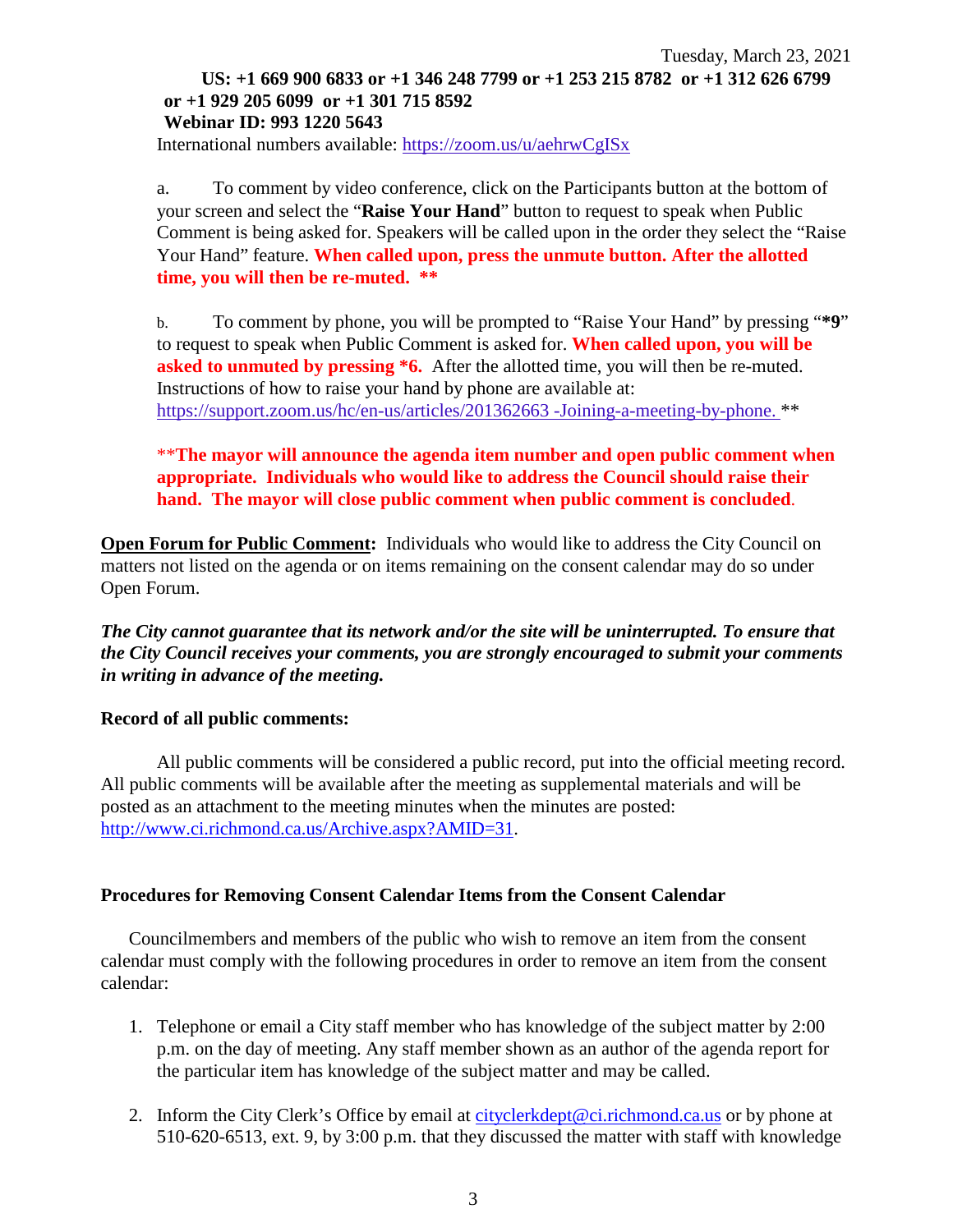Tuesday, March 23, 2021

**US: +1 669 900 6833 or +1 346 248 7799 or +1 253 215 8782 or +1 312 626 6799 or +1 929 205 6099 or +1 301 715 8592**
**Webinar ID: 993 1220 5643**
International numbers available: https://zoom.us/u/aehrwCgISx

a. To comment by video conference, click on the Participants button at the bottom of your screen and select the "**Raise Your Hand**" button to request to speak when Public Comment is being asked for. Speakers will be called upon in the order they select the "Raise Your Hand" feature. **When called upon, press the unmute button. After the allotted time, you will then be re-muted. \*\***

b. To comment by phone, you will be prompted to "Raise Your Hand" by pressing "**\*9**" to request to speak when Public Comment is asked for. **When called upon, you will be asked to unmuted by pressing \*6.** After the allotted time, you will then be re-muted. Instructions of how to raise your hand by phone are available at: https://support.zoom.us/hc/en-us/articles/201362663 -Joining-a-meeting-by-phone. **

\*\***The mayor will announce the agenda item number and open public comment when appropriate. Individuals who would like to address the Council should raise their hand. The mayor will close public comment when public comment is concluded**.

**Open Forum for Public Comment:** Individuals who would like to address the City Council on matters not listed on the agenda or on items remaining on the consent calendar may do so under Open Forum.

***The City cannot guarantee that its network and/or the site will be uninterrupted. To ensure that the City Council receives your comments, you are strongly encouraged to submit your comments in writing in advance of the meeting.***

**Record of all public comments:**

All public comments will be considered a public record, put into the official meeting record. All public comments will be available after the meeting as supplemental materials and will be posted as an attachment to the meeting minutes when the minutes are posted: http://www.ci.richmond.ca.us/Archive.aspx?AMID=31.

**Procedures for Removing Consent Calendar Items from the Consent Calendar**

Councilmembers and members of the public who wish to remove an item from the consent calendar must comply with the following procedures in order to remove an item from the consent calendar:

1. Telephone or email a City staff member who has knowledge of the subject matter by 2:00 p.m. on the day of meeting. Any staff member shown as an author of the agenda report for the particular item has knowledge of the subject matter and may be called.
2. Inform the City Clerk's Office by email at cityclerkdept@ci.richmond.ca.us or by phone at 510-620-6513, ext. 9, by 3:00 p.m. that they discussed the matter with staff with knowledge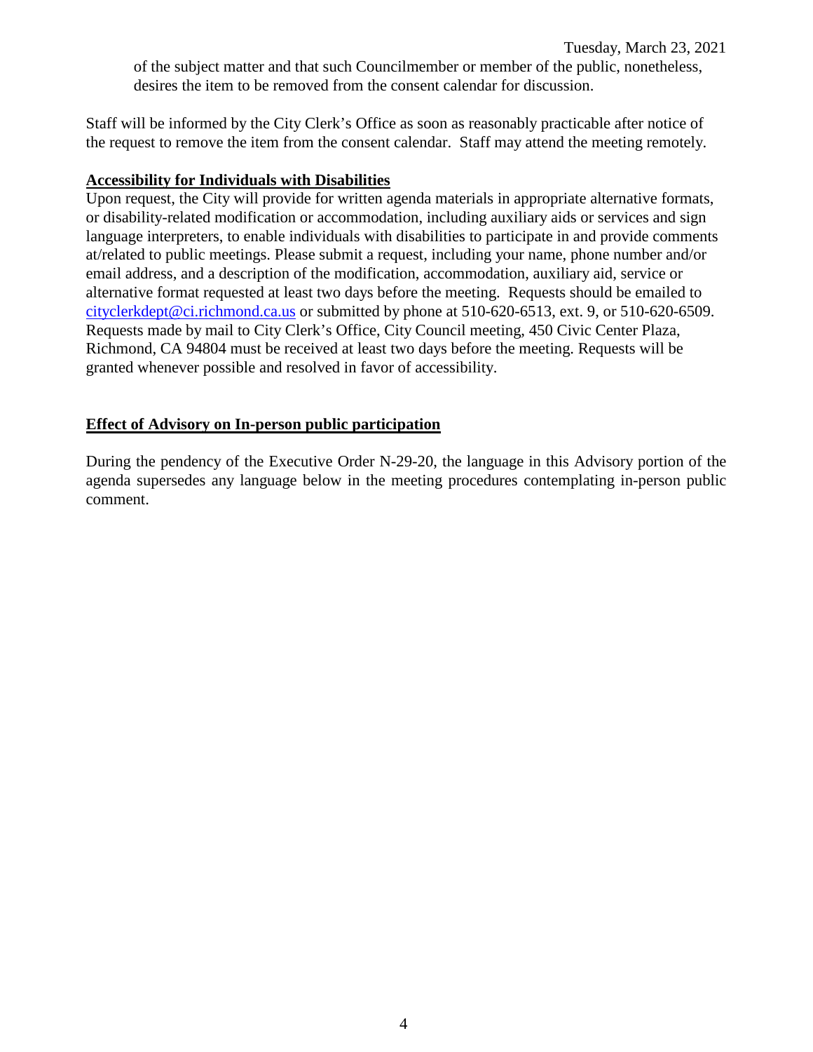of the subject matter and that such Councilmember or member of the public, nonetheless, desires the item to be removed from the consent calendar for discussion.

Staff will be informed by the City Clerk's Office as soon as reasonably practicable after notice of the request to remove the item from the consent calendar. Staff may attend the meeting remotely.

**Accessibility for Individuals with Disabilities**

Upon request, the City will provide for written agenda materials in appropriate alternative formats, or disability-related modification or accommodation, including auxiliary aids or services and sign language interpreters, to enable individuals with disabilities to participate in and provide comments at/related to public meetings. Please submit a request, including your name, phone number and/or email address, and a description of the modification, accommodation, auxiliary aid, service or alternative format requested at least two days before the meeting. Requests should be emailed to cityclerkdept@ci.richmond.ca.us or submitted by phone at 510-620-6513, ext. 9, or 510-620-6509. Requests made by mail to City Clerk's Office, City Council meeting, 450 Civic Center Plaza, Richmond, CA 94804 must be received at least two days before the meeting. Requests will be granted whenever possible and resolved in favor of accessibility.

**Effect of Advisory on In-person public participation**

During the pendency of the Executive Order N-29-20, the language in this Advisory portion of the agenda supersedes any language below in the meeting procedures contemplating in-person public comment.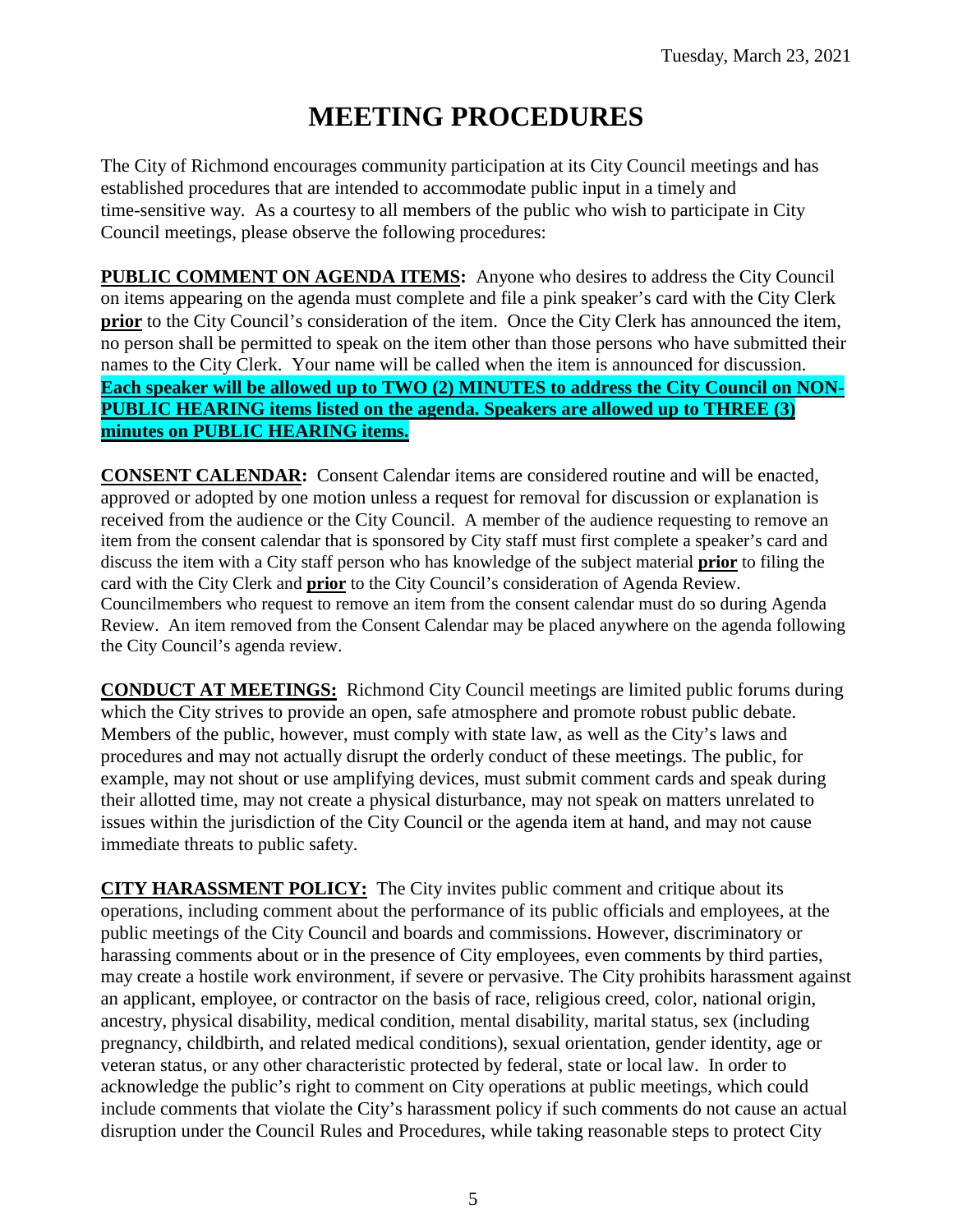# MEETING PROCEDURES

The City of Richmond encourages community participation at its City Council meetings and has established procedures that are intended to accommodate public input in a timely and time-sensitive way. As a courtesy to all members of the public who wish to participate in City Council meetings, please observe the following procedures:

**PUBLIC COMMENT ON AGENDA ITEMS:** Anyone who desires to address the City Council on items appearing on the agenda must complete and file a pink speaker's card with the City Clerk **prior** to the City Council's consideration of the item. Once the City Clerk has announced the item, no person shall be permitted to speak on the item other than those persons who have submitted their names to the City Clerk. Your name will be called when the item is announced for discussion. **Each speaker will be allowed up to TWO (2) MINUTES to address the City Council on NON-PUBLIC HEARING items listed on the agenda. Speakers are allowed up to THREE (3) minutes on PUBLIC HEARING items.**

**CONSENT CALENDAR:** Consent Calendar items are considered routine and will be enacted, approved or adopted by one motion unless a request for removal for discussion or explanation is received from the audience or the City Council. A member of the audience requesting to remove an item from the consent calendar that is sponsored by City staff must first complete a speaker's card and discuss the item with a City staff person who has knowledge of the subject material **prior** to filing the card with the City Clerk and **prior** to the City Council's consideration of Agenda Review. Councilmembers who request to remove an item from the consent calendar must do so during Agenda Review. An item removed from the Consent Calendar may be placed anywhere on the agenda following the City Council's agenda review.

**CONDUCT AT MEETINGS:** Richmond City Council meetings are limited public forums during which the City strives to provide an open, safe atmosphere and promote robust public debate. Members of the public, however, must comply with state law, as well as the City's laws and procedures and may not actually disrupt the orderly conduct of these meetings. The public, for example, may not shout or use amplifying devices, must submit comment cards and speak during their allotted time, may not create a physical disturbance, may not speak on matters unrelated to issues within the jurisdiction of the City Council or the agenda item at hand, and may not cause immediate threats to public safety.

**CITY HARASSMENT POLICY:** The City invites public comment and critique about its operations, including comment about the performance of its public officials and employees, at the public meetings of the City Council and boards and commissions. However, discriminatory or harassing comments about or in the presence of City employees, even comments by third parties, may create a hostile work environment, if severe or pervasive. The City prohibits harassment against an applicant, employee, or contractor on the basis of race, religious creed, color, national origin, ancestry, physical disability, medical condition, mental disability, marital status, sex (including pregnancy, childbirth, and related medical conditions), sexual orientation, gender identity, age or veteran status, or any other characteristic protected by federal, state or local law. In order to acknowledge the public's right to comment on City operations at public meetings, which could include comments that violate the City's harassment policy if such comments do not cause an actual disruption under the Council Rules and Procedures, while taking reasonable steps to protect City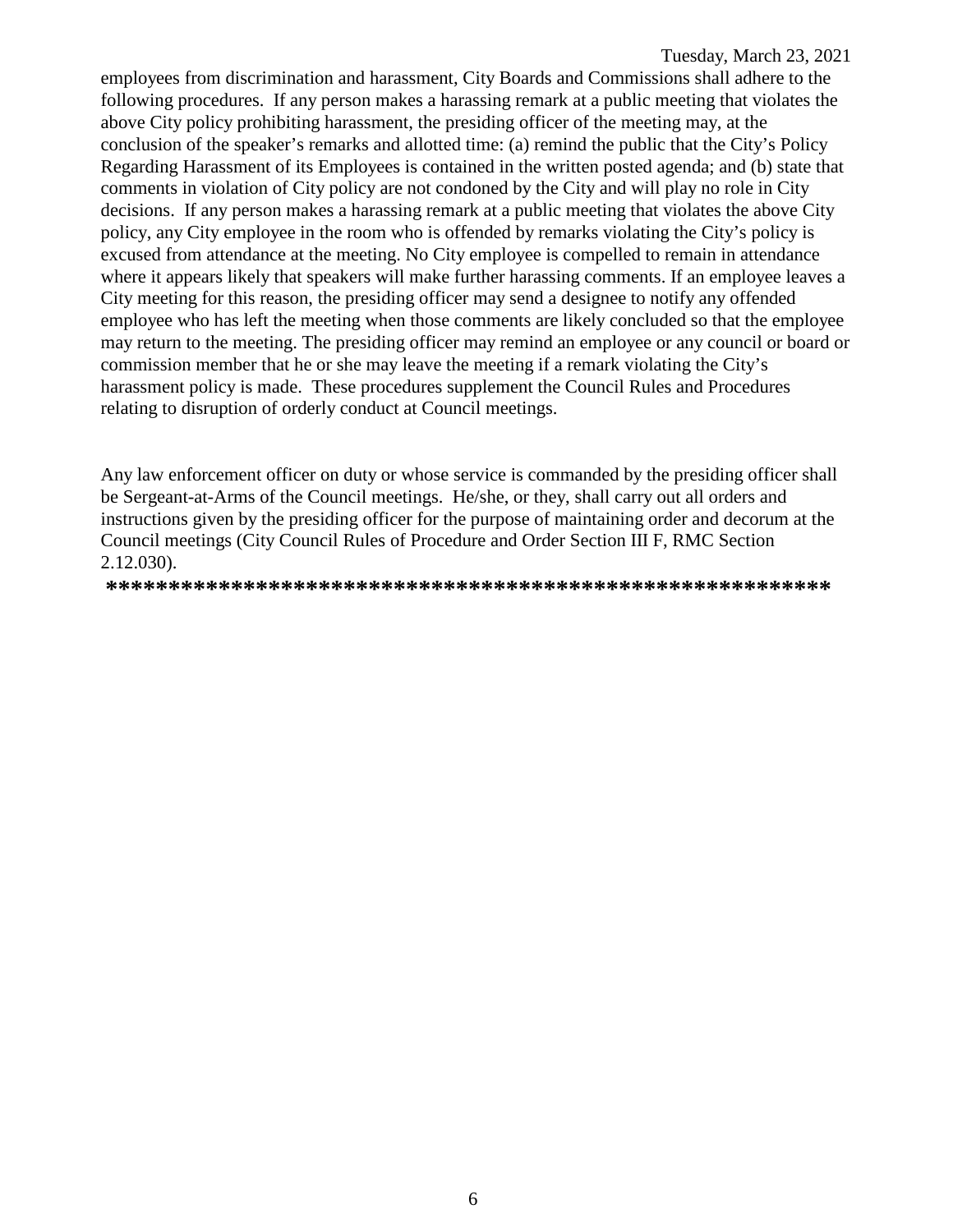employees from discrimination and harassment, City Boards and Commissions shall adhere to the following procedures. If any person makes a harassing remark at a public meeting that violates the above City policy prohibiting harassment, the presiding officer of the meeting may, at the conclusion of the speaker's remarks and allotted time: (a) remind the public that the City's Policy Regarding Harassment of its Employees is contained in the written posted agenda; and (b) state that comments in violation of City policy are not condoned by the City and will play no role in City decisions. If any person makes a harassing remark at a public meeting that violates the above City policy, any City employee in the room who is offended by remarks violating the City's policy is excused from attendance at the meeting. No City employee is compelled to remain in attendance where it appears likely that speakers will make further harassing comments. If an employee leaves a City meeting for this reason, the presiding officer may send a designee to notify any offended employee who has left the meeting when those comments are likely concluded so that the employee may return to the meeting. The presiding officer may remind an employee or any council or board or commission member that he or she may leave the meeting if a remark violating the City's harassment policy is made. These procedures supplement the Council Rules and Procedures relating to disruption of orderly conduct at Council meetings.

Any law enforcement officer on duty or whose service is commanded by the presiding officer shall be Sergeant-at-Arms of the Council meetings. He/she, or they, shall carry out all orders and instructions given by the presiding officer for the purpose of maintaining order and decorum at the Council meetings (City Council Rules of Procedure and Order Section III F, RMC Section 2.12.030).

**\*\*\*\*\*\*\*\*\*\*\*\*\*\*\*\*\*\*\*\*\*\*\*\*\*\*\*\*\*\*\*\*\*\*\*\*\*\*\*\*\*\*\*\*\*\*\*\*\*\*\*\*\*\*\*\*\*\***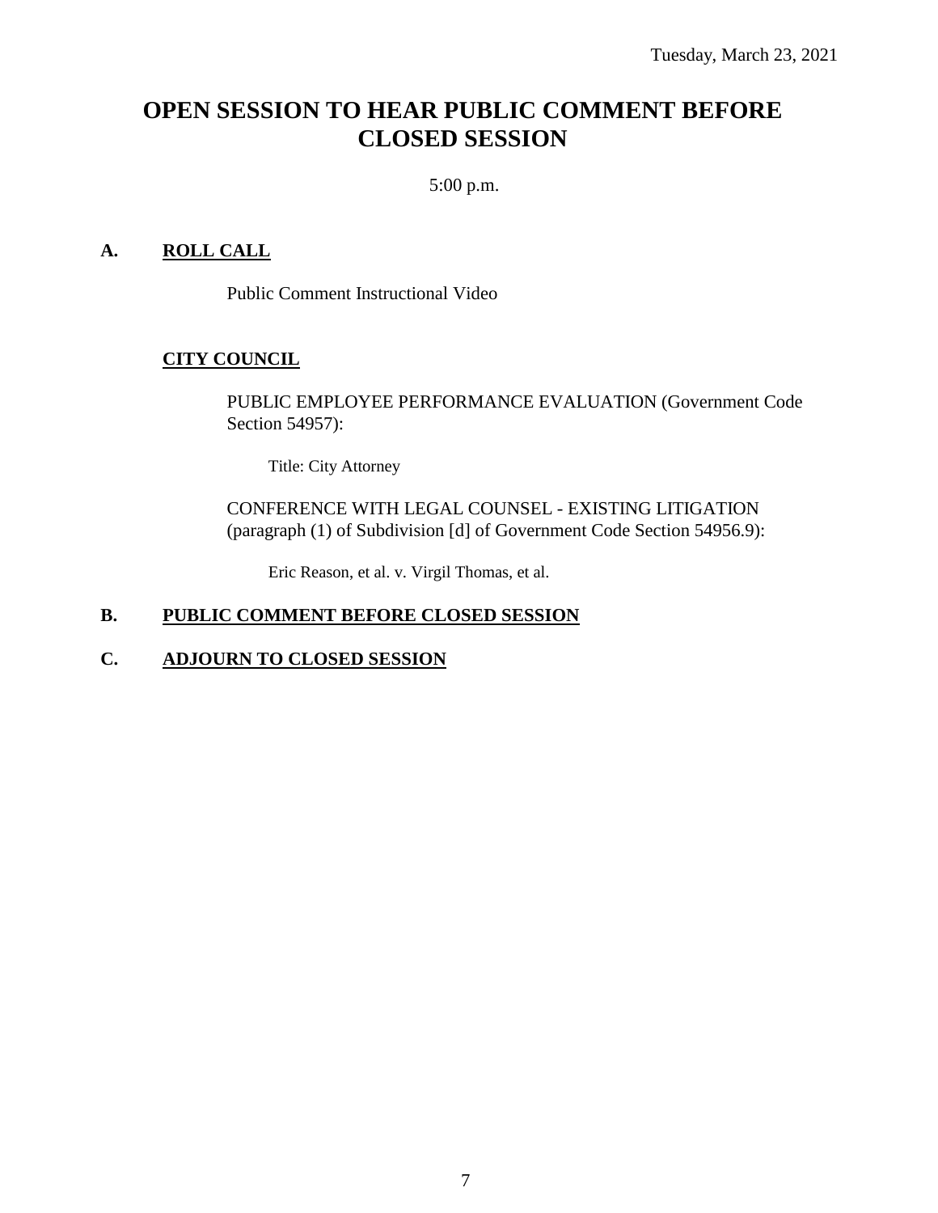Tuesday, March 23, 2021

# OPEN SESSION TO HEAR PUBLIC COMMENT BEFORE CLOSED SESSION

5:00 p.m.

## A. ROLL CALL

Public Comment Instructional Video

### CITY COUNCIL

PUBLIC EMPLOYEE PERFORMANCE EVALUATION (Government Code Section 54957):

Title: City Attorney

CONFERENCE WITH LEGAL COUNSEL - EXISTING LITIGATION (paragraph (1) of Subdivision [d] of Government Code Section 54956.9):

Eric Reason, et al. v. Virgil Thomas, et al.

## B. PUBLIC COMMENT BEFORE CLOSED SESSION

## C. ADJOURN TO CLOSED SESSION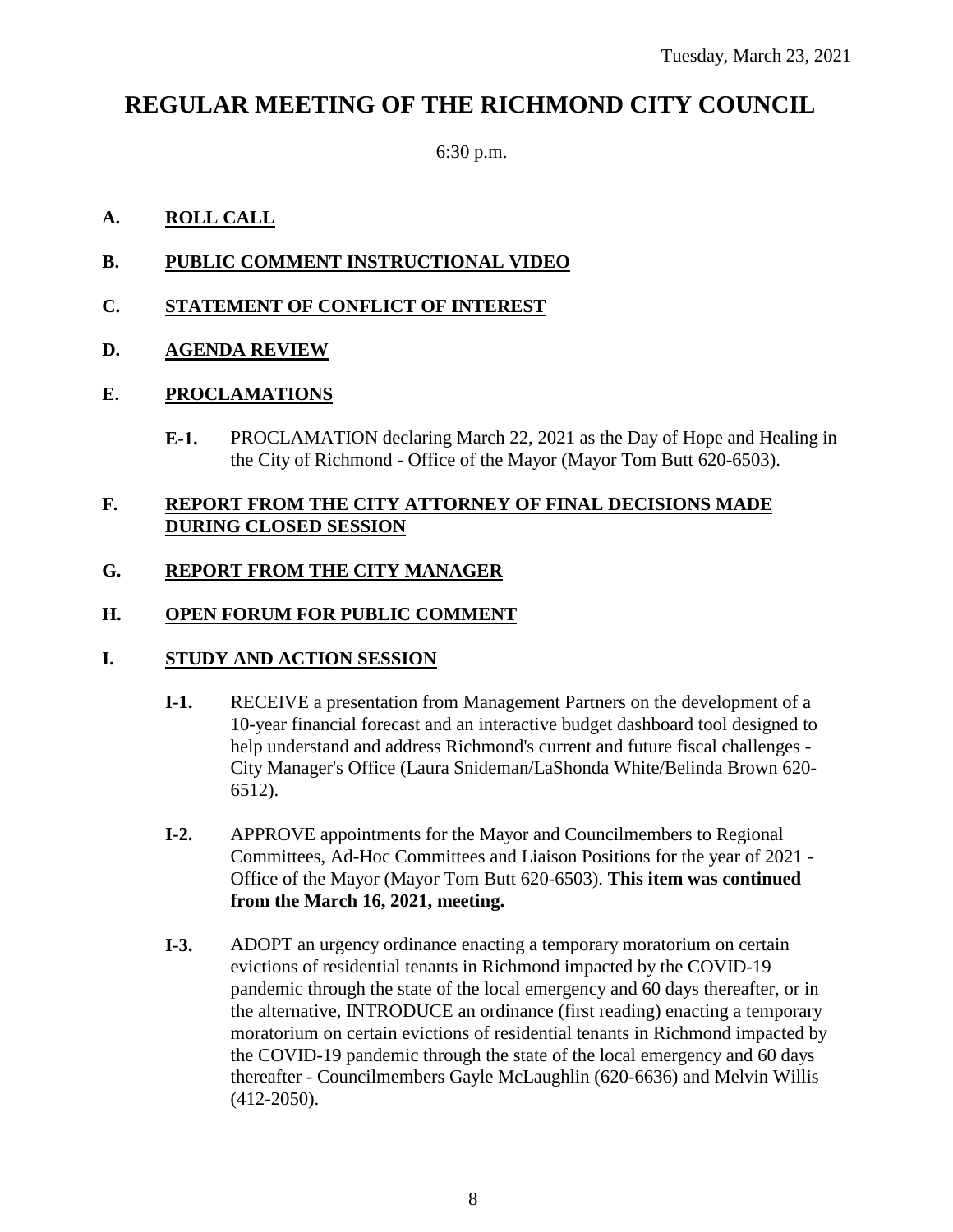Tuesday, March 23, 2021

# REGULAR MEETING OF THE RICHMOND CITY COUNCIL

6:30 p.m.

**A. ROLL CALL**

**B. PUBLIC COMMENT INSTRUCTIONAL VIDEO**

**C. STATEMENT OF CONFLICT OF INTEREST**

**D. AGENDA REVIEW**

**E. PROCLAMATIONS**

**E-1.** PROCLAMATION declaring March 22, 2021 as the Day of Hope and Healing in the City of Richmond - Office of the Mayor (Mayor Tom Butt 620-6503).

**F. REPORT FROM THE CITY ATTORNEY OF FINAL DECISIONS MADE DURING CLOSED SESSION**

**G. REPORT FROM THE CITY MANAGER**

**H. OPEN FORUM FOR PUBLIC COMMENT**

**I. STUDY AND ACTION SESSION**

**I-1.** RECEIVE a presentation from Management Partners on the development of a 10-year financial forecast and an interactive budget dashboard tool designed to help understand and address Richmond's current and future fiscal challenges - City Manager's Office (Laura Snideman/LaShonda White/Belinda Brown 620-6512).

**I-2.** APPROVE appointments for the Mayor and Councilmembers to Regional Committees, Ad-Hoc Committees and Liaison Positions for the year of 2021 - Office of the Mayor (Mayor Tom Butt 620-6503). **This item was continued from the March 16, 2021, meeting.**

**I-3.** ADOPT an urgency ordinance enacting a temporary moratorium on certain evictions of residential tenants in Richmond impacted by the COVID-19 pandemic through the state of the local emergency and 60 days thereafter, or in the alternative, INTRODUCE an ordinance (first reading) enacting a temporary moratorium on certain evictions of residential tenants in Richmond impacted by the COVID-19 pandemic through the state of the local emergency and 60 days thereafter - Councilmembers Gayle McLaughlin (620-6636) and Melvin Willis (412-2050).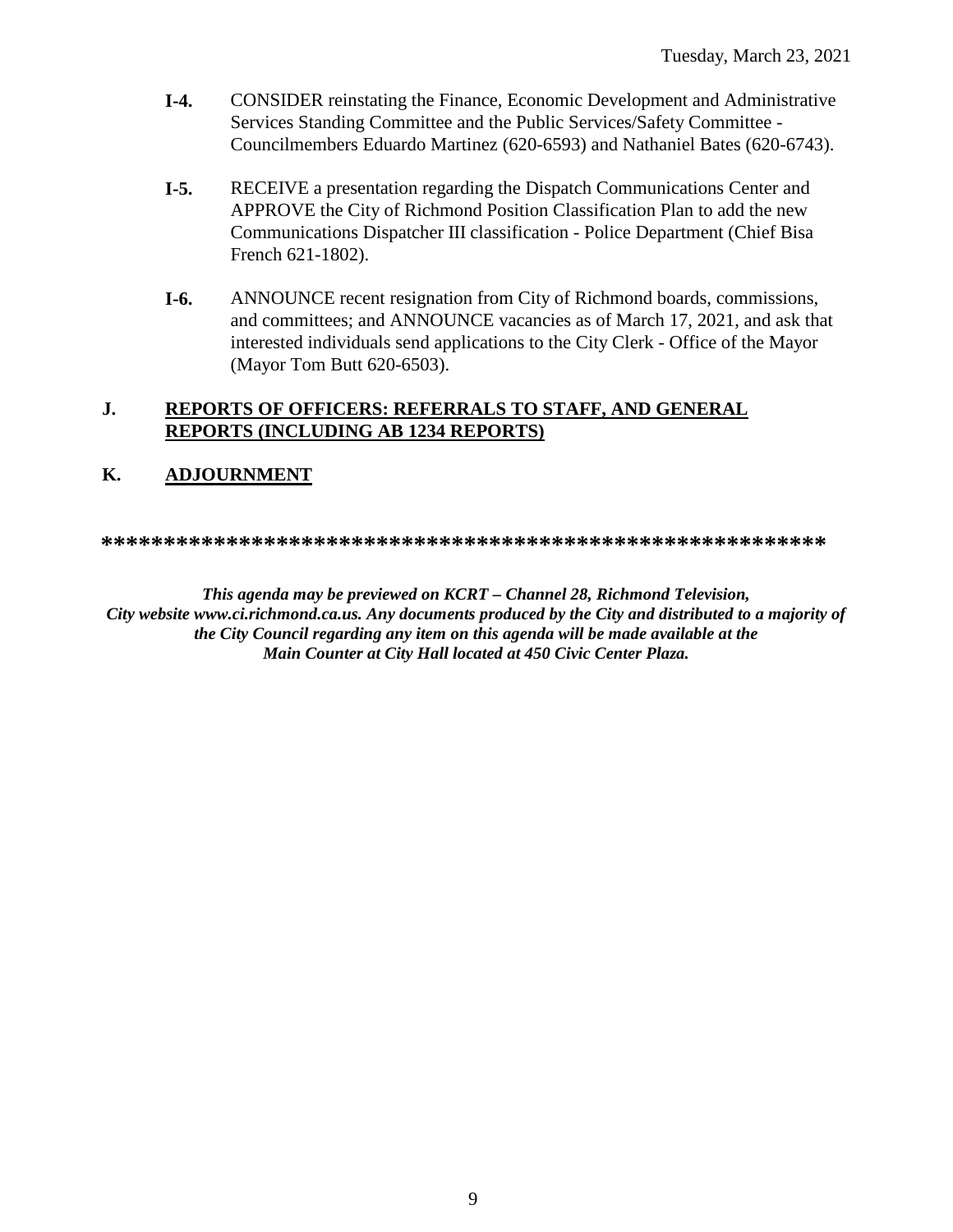**I-4.** CONSIDER reinstating the Finance, Economic Development and Administrative Services Standing Committee and the Public Services/Safety Committee - Councilmembers Eduardo Martinez (620-6593) and Nathaniel Bates (620-6743).

**I-5.** RECEIVE a presentation regarding the Dispatch Communications Center and APPROVE the City of Richmond Position Classification Plan to add the new Communications Dispatcher III classification - Police Department (Chief Bisa French 621-1802).

**I-6.** ANNOUNCE recent resignation from City of Richmond boards, commissions, and committees; and ANNOUNCE vacancies as of March 17, 2021, and ask that interested individuals send applications to the City Clerk - Office of the Mayor (Mayor Tom Butt 620-6503).

## J. REPORTS OF OFFICERS: REFERRALS TO STAFF, AND GENERAL REPORTS (INCLUDING AB 1234 REPORTS)

## K. ADJOURNMENT

**************************************************************

***This agenda may be previewed on KCRT – Channel 28, Richmond Television, City website www.ci.richmond.ca.us. Any documents produced by the City and distributed to a majority of the City Council regarding any item on this agenda will be made available at the Main Counter at City Hall located at 450 Civic Center Plaza.***